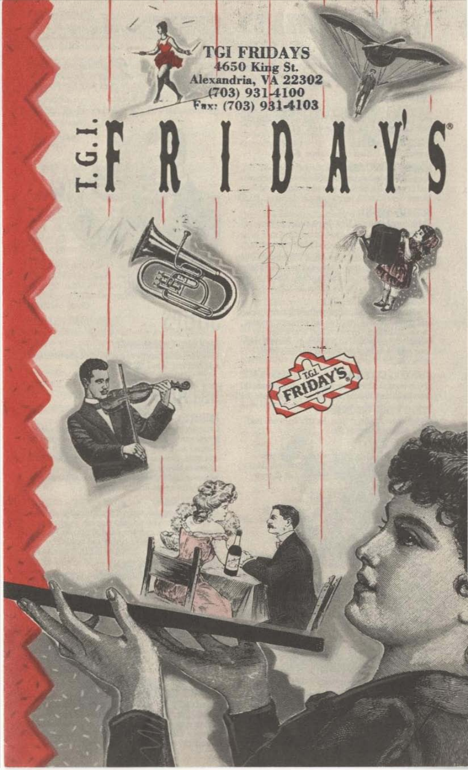TGI FRIDAYS
4650 King St.
Alexandria, VA 22302
(703) 931-4100
Fax: (703) 931-4103

# T.G.I. FRIDAY'S®

T.G.I. FRIDAY'S®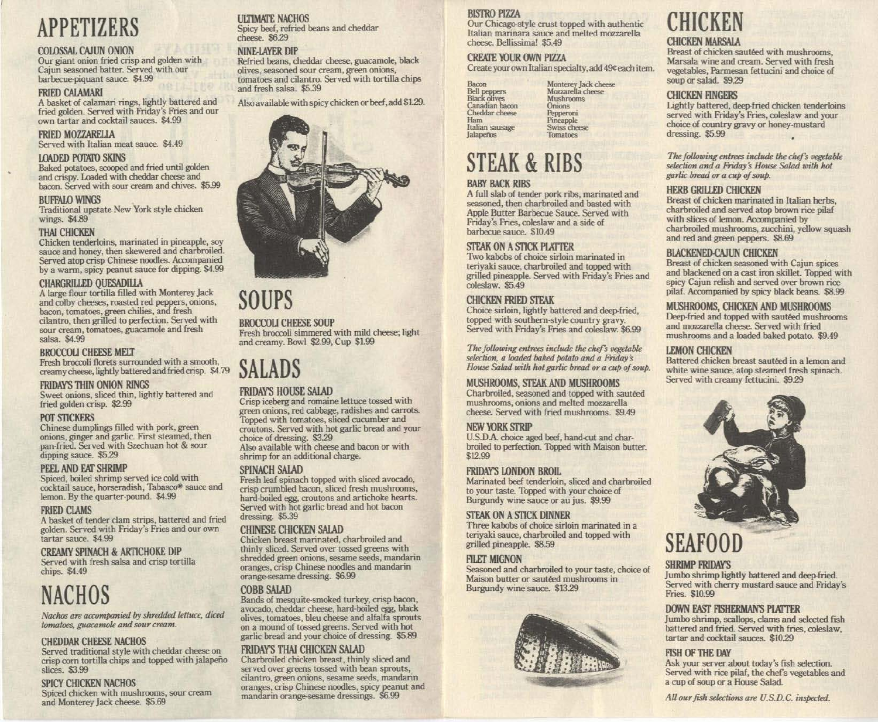# APPETIZERS

### COLOSSAL CAJUN ONION

Our giant onion fried crisp and golden with Cajun seasoned batter. Served with our barbecue-piquant sauce. $4.99

### FRIED CALAMARI

A basket of calamari rings, lightly battered and fried golden. Served with Friday's Fries and our own tartar and cocktail sauces. $4.99

### FRIED MOZZARELLA

Served with Italian meat sauce. $4.49

### LOADED POTATO SKINS

Baked potatoes, scooped and fried until golden and crispy. Loaded with cheddar cheese and bacon. Served with sour cream and chives. $5.99

### BUFFALO WINGS

Traditional upstate New York style chicken wings. $4.89

### THAI CHICKEN

Chicken tenderloins, marinated in pineapple, soy sauce and honey, then skewered and charbroiled. Served atop crisp Chinese noodles. Accompanied by a warm, spicy peanut sauce for dipping. $4.99

### CHARGRILLED QUESADILLA

A large flour tortilla filled with Monterey Jack and colby cheeses, roasted red peppers, onions, bacon, tomatoes, green chilies, and fresh cilantro, then grilled to perfection. Served with sour cream, tomatoes, guacamole and fresh salsa. $4.99

### BROCCOLI CHEESE MELT

Fresh broccoli florets surrounded with a smooth, creamy cheese, lightly battered and fried crisp. $4.79

### FRIDAY'S THIN ONION RINGS

Sweet onions, sliced thin, lightly battered and fried golden crisp. $2.99

### POT STICKERS

Chinese dumplings filled with pork, green onions, ginger and garlic. First steamed, then pan-fried. Served with Szechuan hot & sour dipping sauce. $5.29

### PEEL AND EAT SHRIMP

Spiced, boiled shrimp served ice cold with cocktail sauce, horseradish, Tabasco® sauce and lemon. By the quarter-pound. $4.99

### FRIED CLAMS

A basket of tender clam strips, battered and fried golden. Served with Friday's Fries and our own tartar sauce. $4.99

### CREAMY SPINACH & ARTICHOKE DIP

Served with fresh salsa and crisp tortilla chips. $4.49

# NACHOS

*Nachos are accompanied by shredded lettuce, diced tomatoes, guacamole and sour cream.*

### CHEDDAR CHEESE NACHOS

Served traditional style with cheddar cheese on crisp corn tortilla chips and topped with jalapeño slices. $3.99

### SPICY CHICKEN NACHOS

Spiced chicken with mushrooms, sour cream and Monterey Jack cheese. $5.69

### ULTIMATE NACHOS

Spicy beef, refried beans and cheddar cheese. $6.29

### NINE-LAYER DIP

Refried beans, cheddar cheese, guacamole, black olives, seasoned sour cream, green onions, tomatoes and cilantro. Served with tortilla chips and fresh salsa. $5.39

Also available with spicy chicken or beef, add $1.29.

# SOUPS

### BROCCOLI CHEESE SOUP

Fresh broccoli simmered with mild cheese; light and creamy. Bowl $2.99, Cup $1.99

# SALADS

### FRIDAY'S HOUSE SALAD

Crisp iceberg and romaine lettuce tossed with green onions, red cabbage, radishes and carrots. Topped with tomatoes, sliced cucumber and croutons. Served with hot garlic bread and your choice of dressing. $3.29

Also available with cheese and bacon or with shrimp for an additional charge.

### SPINACH SALAD

Fresh leaf spinach topped with sliced avocado, crisp crumbled bacon, sliced fresh mushrooms, hard-boiled egg, croutons and artichoke hearts. Served with hot garlic bread and hot bacon dressing. $5.39

### CHINESE CHICKEN SALAD

Chicken breast marinated, charbroiled and thinly sliced. Served over tossed greens with shredded green onions, sesame seeds, mandarin oranges, crisp Chinese noodles and mandarin orange-sesame dressing. $6.99

### COBB SALAD

Bands of mesquite-smoked turkey, crisp bacon, avocado, cheddar cheese, hard-boiled egg, black olives, tomatoes, bleu cheese and alfalfa sprouts on a mound of tossed greens. Served with hot garlic bread and your choice of dressing. $5.89

### FRIDAY'S THAI CHICKEN SALAD

Charbroiled chicken breast, thinly sliced and served over greens tossed with bean sprouts, cilantro, green onions, sesame seeds, mandarin oranges, crisp Chinese noodles, spicy peanut and mandarin orange-sesame dressings. $6.99

### BISTRO PIZZA

Our Chicago-style crust topped with authentic Italian marinara sauce and melted mozzarella cheese. Bellissima! $5.49

### CREATE YOUR OWN PIZZA

Create your own Italian specialty, add 49¢ each item.

- Bacon
- Bell peppers
- Black olives
- Canadian bacon
- Cheddar cheese
- Ham
- Italian sausage
- Jalapeños
- Monterey Jack cheese
- Mozzarella cheese
- Mushrooms
- Onions
- Pepperoni
- Pineapple
- Swiss cheese
- Tomatoes

# STEAK & RIBS

### BABY BACK RIBS

A full slab of tender pork ribs, marinated and seasoned, then charbroiled and basted with Apple Butter Barbecue Sauce. Served with Friday's Fries, coleslaw and a side of barbecue sauce. $10.49

### STEAK ON A STICK PLATTER

Two kabobs of choice sirloin marinated in teriyaki sauce, charbroiled and topped with grilled pineapple. Served with Friday's Fries and coleslaw. $5.49

### CHICKEN FRIED STEAK

Choice sirloin, lightly battered and deep-fried, topped with southern-style country gravy. Served with Friday's Fries and coleslaw. $6.99

*The following entrees include the chef's vegetable selection, a loaded baked potato and a Friday's House Salad with hot garlic bread or a cup of soup.*

### MUSHROOMS, STEAK AND MUSHROOMS

Charbroiled, seasoned and topped with sautéed mushrooms, onions and melted mozzarella cheese. Served with fried mushrooms. $9.49

### NEW YORK STRIP

U.S.D.A. choice aged beef, hand-cut and charbroiled to perfection. Topped with Maison butter. $12.99

### FRIDAY'S LONDON BROIL

Marinated beef tenderloin, sliced and charbroiled to your taste. Topped with your choice of Burgundy wine sauce or au jus. $9.99

### STEAK ON A STICK DINNER

Three kabobs of choice sirloin marinated in a teriyaki sauce, charbroiled and topped with grilled pineapple. $8.59

### FILET MIGNON

Seasoned and charbroiled to your taste, choice of Maison butter or sautéed mushrooms in Burgundy wine sauce. $13.29

# CHICKEN

### CHICKEN MARSALA

Breast of chicken sautéed with mushrooms, Marsala wine and cream. Served with fresh vegetables, Parmesan fettucini and choice of soup or salad. $9.29

### CHICKEN FINGERS

Lightly battered, deep-fried chicken tenderloins served with Friday's Fries, coleslaw and your choice of country gravy or honey-mustard dressing. $5.99

*The following entrees include the chef's vegetable selection and a Friday's House Salad with hot garlic bread or a cup of soup.*

### HERB GRILLED CHICKEN

Breast of chicken marinated in Italian herbs, charbroiled and served atop brown rice pilaf with slices of lemon. Accompanied by charbroiled mushrooms, zucchini, yellow squash and red and green peppers. $8.69

### BLACKENED-CAJUN CHICKEN

Breast of chicken seasoned with Cajun spices and blackened on a cast iron skillet. Topped with spicy Cajun relish and served over brown rice pilaf. Accompanied by spicy black beans. $8.99

### MUSHROOMS, CHICKEN AND MUSHROOMS

Deep-fried and topped with sautéed mushrooms and mozzarella cheese. Served with fried mushrooms and a loaded baked potato. $9.49

### LEMON CHICKEN

Battered chicken breast sautéed in a lemon and white wine sauce, atop steamed fresh spinach. Served with creamy fettucini. $9.29

# SEAFOOD

### SHRIMP FRIDAY'S

Jumbo shrimp lightly battered and deep-fried. Served with cherry mustard sauce and Friday's Fries. $10.99

### DOWN EAST FISHERMAN'S PLATTER

Jumbo shrimp, scallops, clams and selected fish battered and fried. Served with fries, coleslaw, tartar and cocktail sauces. $10.29

### FISH OF THE DAY

Ask your server about today's fish selection. Served with rice pilaf, the chef's vegetables and a cup of soup or a House Salad.

*All our fish selections are U.S.D.C. inspected.*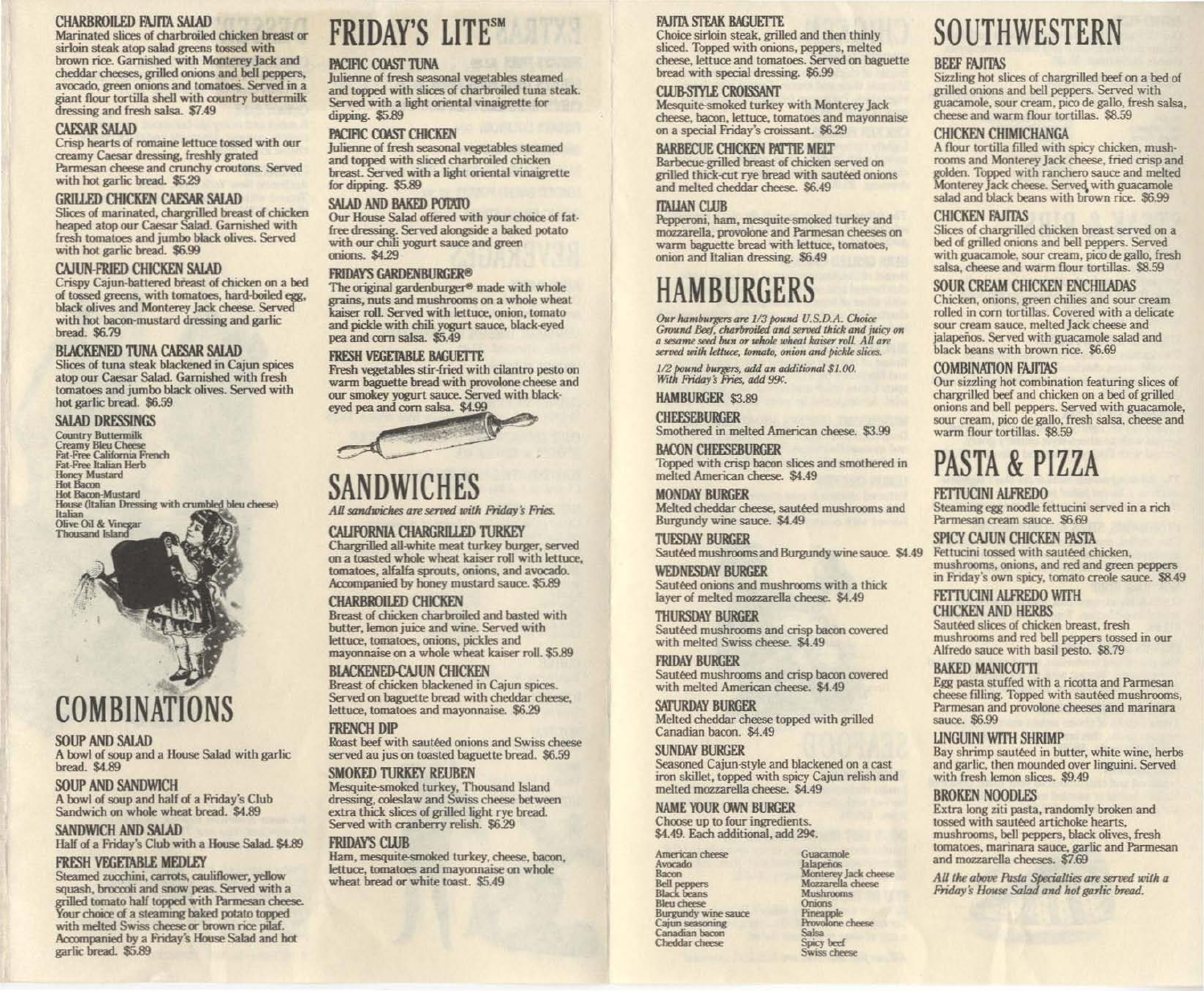### CHARBROILED FAJITA SALAD

Marinated slices of charbroiled chicken breast or sirloin steak atop salad greens tossed with brown rice. Garnished with Monterey Jack and cheddar cheeses, grilled onions and bell peppers, avocado, green onions and tomatoes. Served in a giant flour tortilla shell with country buttermilk dressing and fresh salsa. $7.49

### CAESAR SALAD

Crisp hearts of romaine lettuce tossed with our creamy Caesar dressing, freshly grated Parmesan cheese and crunchy croutons. Served with hot garlic bread. $5.29

### GRILLED CHICKEN CAESAR SALAD

Slices of marinated, chargrilled breast of chicken heaped atop our Caesar Salad. Garnished with fresh tomatoes and jumbo black olives. Served with hot garlic bread. $6.99

### CAJUN-FRIED CHICKEN SALAD

Crispy Cajun-battered breast of chicken on a bed of tossed greens, with tomatoes, hard-boiled egg, black olives and Monterey Jack cheese. Served with hot bacon-mustard dressing and garlic bread. $6.79

### BLACKENED TUNA CAESAR SALAD

Slices of tuna steak blackened in Cajun spices atop our Caesar Salad. Garnished with fresh tomatoes and jumbo black olives. Served with hot garlic bread. $6.59

### SALAD DRESSINGS

Country Buttermilk
Creamy Bleu Cheese
Fat-Free California French
Fat-Free Italian Herb
Honey Mustard
Hot Bacon
Hot Bacon-Mustard
House (Italian Dressing with crumbled bleu cheese)
Italian
Olive Oil & Vinegar
Thousand Island

# COMBINATIONS

### SOUP AND SALAD

A bowl of soup and a House Salad with garlic bread. $4.89

### SOUP AND SANDWICH

A bowl of soup and half of a Friday's Club Sandwich on whole wheat bread. $4.89

### SANDWICH AND SALAD

Half of a Friday's Club with a House Salad. $4.89

### FRESH VEGETABLE MEDLEY

Steamed zucchini, carrots, cauliflower, yellow squash, broccoli and snow peas. Served with a grilled tomato half topped with Parmesan cheese. Your choice of a steaming baked potato topped with melted Swiss cheese or brown rice pilaf. Accompanied by a Friday's House Salad and hot garlic bread. $5.89

# FRIDAY'S LITE℠

### PACIFIC COAST TUNA

Julienne of fresh seasonal vegetables steamed and topped with slices of charbroiled tuna steak. Served with a light oriental vinaigrette for dipping. $5.89

### PACIFIC COAST CHICKEN

Julienne of fresh seasonal vegetables steamed and topped with sliced charbroiled chicken breast. Served with a light oriental vinaigrette for dipping. $5.89

### SALAD AND BAKED POTATO

Our House Salad offered with your choice of fat-free dressing. Served alongside a baked potato with our chili yogurt sauce and green onions. $4.29

### FRIDAY'S GARDENBURGER®

The original gardenburger® made with whole grains, nuts and mushrooms on a whole wheat kaiser roll. Served with lettuce, onion, tomato and pickle with chili yogurt sauce, black-eyed pea and corn salsa. $5.49

### FRESH VEGETABLE BAGUETTE

Fresh vegetables stir-fried with cilantro pesto on warm baguette bread with provolone cheese and our smokey yogurt sauce. Served with black-eyed pea and corn salsa. $4.99

# SANDWICHES

*All sandwiches are served with Friday's Fries.*

### CALIFORNIA CHARGRILLED TURKEY

Chargrilled all-white meat turkey burger, served on a toasted whole wheat kaiser roll with lettuce, tomatoes, alfalfa sprouts, onions, and avocado. Accompanied by honey mustard sauce. $5.89

### CHARBROILED CHICKEN

Breast of chicken charbroiled and basted with butter, lemon juice and wine. Served with lettuce, tomatoes, onions, pickles and mayonnaise on a whole wheat kaiser roll. $5.89

### BLACKENED-CAJUN CHICKEN

Breast of chicken blackened in Cajun spices. Served on baguette bread with cheddar cheese, lettuce, tomatoes and mayonnaise. $6.29

### FRENCH DIP

Roast beef with sautéed onions and Swiss cheese served au jus on toasted baguette bread. $6.59

### SMOKED TURKEY REUBEN

Mesquite-smoked turkey, Thousand Island dressing, coleslaw and Swiss cheese between extra thick slices of grilled light rye bread. Served with cranberry relish. $6.29

### FRIDAY'S CLUB

Ham, mesquite-smoked turkey, cheese, bacon, lettuce, tomatoes and mayonnaise on whole wheat bread or white toast. $5.49

### FAJITA STEAK BAGUETTE

Choice sirloin steak, grilled and then thinly sliced. Topped with onions, peppers, melted cheese, lettuce and tomatoes. Served on baguette bread with special dressing. $6.99

### CLUB-STYLE CROISSANT

Mesquite-smoked turkey with Monterey Jack cheese, bacon, lettuce, tomatoes and mayonnaise on a special Friday's croissant. $6.29

### BARBECUE CHICKEN PATTIE MELT

Barbecue-grilled breast of chicken served on grilled thick-cut rye bread with sautéed onions and melted cheddar cheese. $6.49

### ITALIAN CLUB

Pepperoni, ham, mesquite-smoked turkey and mozzarella, provolone and Parmesan cheeses on warm baguette bread with lettuce, tomatoes, onion and Italian dressing. $6.49

# HAMBURGERS

*Our hamburgers are 1/3 pound U.S.D.A. Choice Ground Beef, charbroiled and served thick and juicy on a sesame seed bun or whole wheat kaiser roll. All are served with lettuce, tomato, onion and pickle slices.*

*1/2 pound burgers, add an additional $1.00. With Friday's Fries, add 99¢.*

### HAMBURGER $3.89

### CHEESEBURGER

Smothered in melted American cheese. $3.99

### BACON CHEESEBURGER

Topped with crisp bacon slices and smothered in melted American cheese. $4.49

### MONDAY BURGER

Melted cheddar cheese, sautéed mushrooms and Burgundy wine sauce. $4.49

### TUESDAY BURGER

Sautéed mushrooms and Burgundy wine sauce. $4.49

### WEDNESDAY BURGER

Sautéed onions and mushrooms with a thick layer of melted mozzarella cheese. $4.49

### THURSDAY BURGER

Sautéed mushrooms and crisp bacon covered with melted Swiss cheese. $4.49

### FRIDAY BURGER

Sautéed mushrooms and crisp bacon covered with melted American cheese. $4.49

### SATURDAY BURGER

Melted cheddar cheese topped with grilled Canadian bacon. $4.49

### SUNDAY BURGER

Seasoned Cajun-style and blackened on a cast iron skillet, topped with spicy Cajun relish and melted mozzarella cheese. $4.49

### NAME YOUR OWN BURGER

Choose up to four ingredients. $4.49. Each additional, add 29¢.

American cheese
Avocado
Bacon
Bell peppers
Black beans
Bleu cheese
Burgundy wine sauce
Cajun seasoning
Canadian bacon
Cheddar cheese
Guacamole
Jalapeños
Monterey Jack cheese
Mozzarella cheese
Mushrooms
Onions
Pineapple
Provolone cheese
Salsa
Spicy beef
Swiss cheese

# SOUTHWESTERN

### BEEF FAJITAS

Sizzling hot slices of chargrilled beef on a bed of grilled onions and bell peppers. Served with guacamole, sour cream, pico de gallo, fresh salsa, cheese and warm flour tortillas. $8.59

### CHICKEN CHIMICHANGA

A flour tortilla filled with spicy chicken, mushrooms and Monterey Jack cheese, fried crisp and golden. Topped with ranchero sauce and melted Monterey Jack cheese. Served with guacamole salad and black beans with brown rice. $6.99

### CHICKEN FAJITAS

Slices of chargrilled chicken breast served on a bed of grilled onions and bell peppers. Served with guacamole, sour cream, pico de gallo, fresh salsa, cheese and warm flour tortillas. $8.59

### SOUR CREAM CHICKEN ENCHILADAS

Chicken, onions, green chilies and sour cream rolled in corn tortillas. Covered with a delicate sour cream sauce, melted Jack cheese and jalapeños. Served with guacamole salad and black beans with brown rice. $6.69

### COMBINATION FAJITAS

Our sizzling hot combination featuring slices of chargrilled beef and chicken on a bed of grilled onions and bell peppers. Served with guacamole, sour cream, pico de gallo, fresh salsa, cheese and warm flour tortillas. $8.59

# PASTA & PIZZA

### FETTUCINI ALFREDO

Steaming egg noodle fettucini served in a rich Parmesan cream sauce. $6.69

### SPICY CAJUN CHICKEN PASTA

Fettucini tossed with sautéed chicken, mushrooms, onions, and red and green peppers in Friday's own spicy, tomato creole sauce. $8.49

### FETTUCINI ALFREDO WITH CHICKEN AND HERBS

Sautéed slices of chicken breast, fresh mushrooms and red bell peppers tossed in our Alfredo sauce with basil pesto. $8.79

### BAKED MANICOTTI

Egg pasta stuffed with a ricotta and Parmesan cheese filling. Topped with sautéed mushrooms, Parmesan and provolone cheeses and marinara sauce. $6.99

### LINGUINI WITH SHRIMP

Bay shrimp sautéed in butter, white wine, herbs and garlic, then mounded over linguini. Served with fresh lemon slices. $9.49

### BROKEN NOODLES

Extra long ziti pasta, randomly broken and tossed with sautéed artichoke hearts, mushrooms, bell peppers, black olives, fresh tomatoes, marinara sauce, garlic and Parmesan and mozzarella cheeses. $7.69

*All the above Pasta Specialties are served with a Friday's House Salad and hot garlic bread.*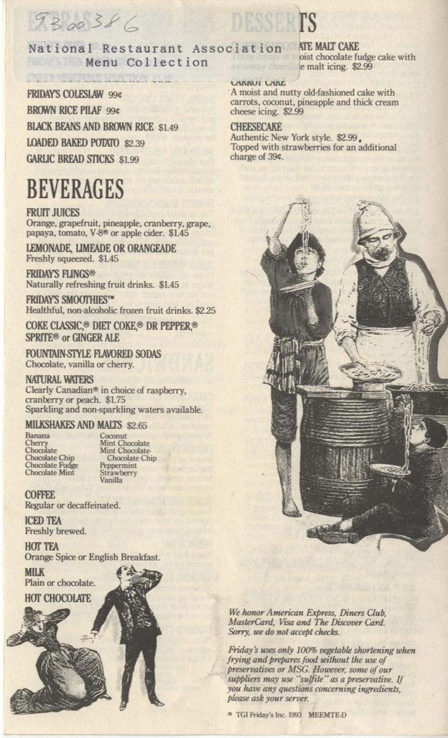9300386

National Restaurant Association
Menu Collection

# EXTRAS

FRIDAY'S COLESLAW 99¢

BROWN RICE PILAF 99¢

BLACK BEANS AND BROWN RICE $1.49

LOADED BAKED POTATO $2.39

GARLIC BREAD STICKS $1.99

# BEVERAGES

**FRUIT JUICES**
Orange, grapefruit, pineapple, cranberry, grape, papaya, tomato, V-8® or apple cider. $1.45

**LEMONADE, LIMEADE OR ORANGEADE**
Freshly squeezed. $1.45

**FRIDAY'S FLINGS®**
Naturally refreshing fruit drinks. $1.45

**FRIDAY'S SMOOTHIES™**
Healthful, non-alcoholic frozen fruit drinks. $2.25

**COKE CLASSIC,® DIET COKE,® DR PEPPER,® SPRITE® or GINGER ALE**

**FOUNTAIN-STYLE FLAVORED SODAS**
Chocolate, vanilla or cherry.

**NATURAL WATERS**
Clearly Canadian® in choice of raspberry, cranberry or peach. $1.75
Sparkling and non-sparkling waters available.

**MILKSHAKES AND MALTS** $2.65

Banana
Cherry
Chocolate
Chocolate Chip
Chocolate Fudge
Chocolate Mint
Coconut
Mint Chocolate
Mint Chocolate-Chocolate Chip
Peppermint
Strawberry
Vanilla

**COFFEE**
Regular or decaffeinated.

**ICED TEA**
Freshly brewed.

**HOT TEA**
Orange Spice or English Breakfast.

**MILK**
Plain or chocolate.

**HOT CHOCOLATE**

# DESSERTS

**CHOCOLATE MALT CAKE**
Three layers of moist chocolate fudge cake with a creamy chocolate malt icing. $2.99

**CARROT CAKE**
A moist and nutty old-fashioned cake with carrots, coconut, pineapple and thick cream cheese icing. $2.99

**CHEESECAKE**
Authentic New York style. $2.99.
Topped with strawberries for an additional charge of 39¢.

*We honor American Express, Diners Club, MasterCard, Visa and The Discover Card. Sorry, we do not accept checks.*

*Friday's uses only 100% vegetable shortening when frying and prepares food without the use of preservatives or MSG. However, some of our suppliers may use "sulfite" as a preservative. If you have any questions concerning ingredients, please ask your server.*

® TGI Friday's Inc. 1993 MEEMTE-D